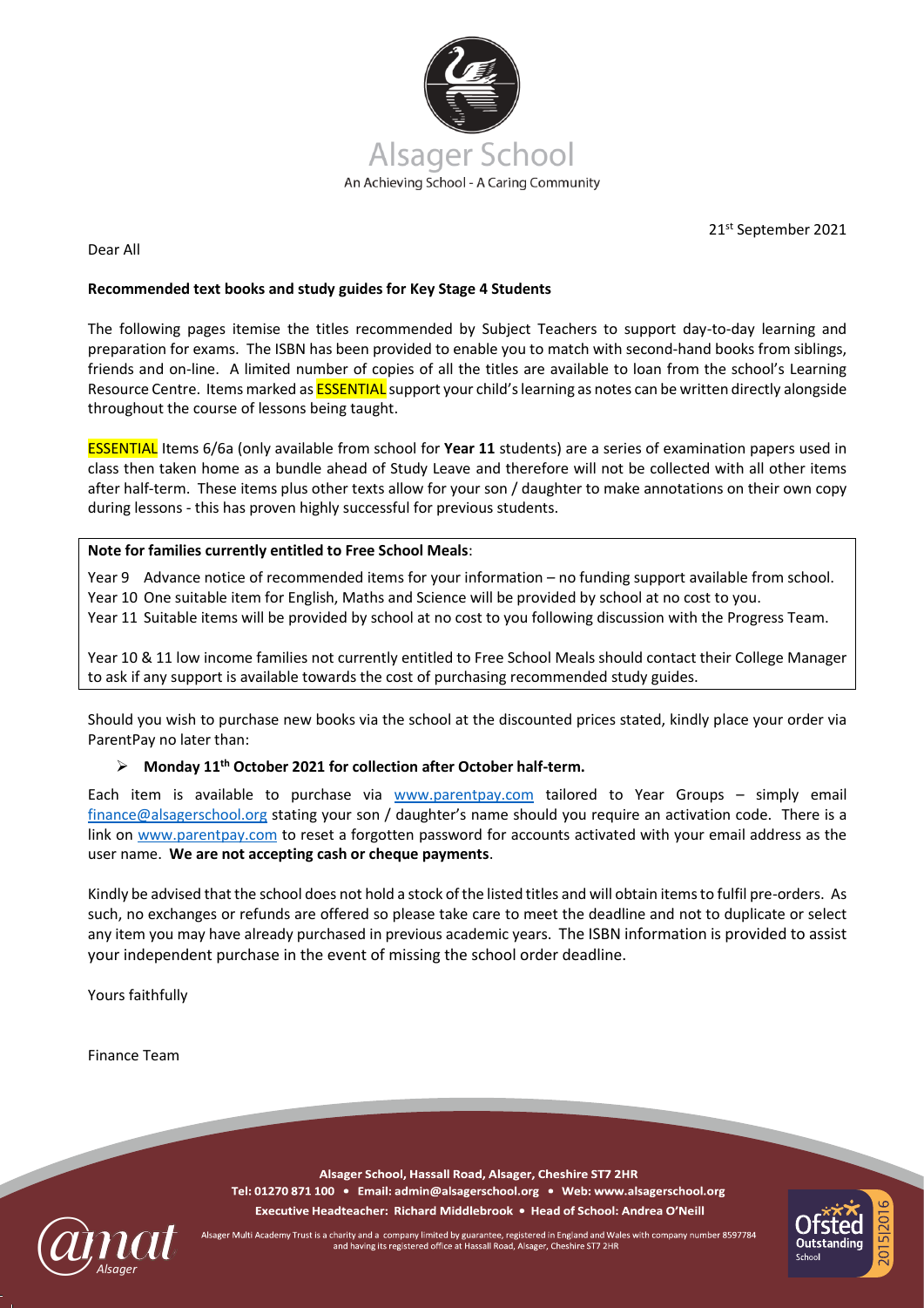Alsager School

An Achieving School - A Caring Community

21st September 2021

Dear All

**Recommended text books and study guides for Key Stage 4 Students**

The following pages itemise the titles recommended by Subject Teachers to support day-to-day learning and preparation for exams. The ISBN has been provided to enable you to match with second-hand books from siblings, friends and on-line. A limited number of copies of all the titles are available to loan from the school's Learning Resource Centre. Items marked as ESSENTIAL support your child's learning as notes can be written directly alongside throughout the course of lessons being taught.

ESSENTIAL Items 6/6a (only available from school for **Year 11** students) are a series of examination papers used in class then taken home as a bundle ahead of Study Leave and therefore will not be collected with all other items after half-term. These items plus other texts allow for your son / daughter to make annotations on their own copy during lessons - this has proven highly successful for previous students.

**Note for families currently entitled to Free School Meals**:

Year 9 Advance notice of recommended items for your information – no funding support available from school.
Year 10 One suitable item for English, Maths and Science will be provided by school at no cost to you.
Year 11 Suitable items will be provided by school at no cost to you following discussion with the Progress Team.

Year 10 & 11 low income families not currently entitled to Free School Meals should contact their College Manager to ask if any support is available towards the cost of purchasing recommended study guides.

Should you wish to purchase new books via the school at the discounted prices stated, kindly place your order via ParentPay no later than:

- **Monday 11th October 2021 for collection after October half-term.**

Each item is available to purchase via www.parentpay.com tailored to Year Groups – simply email finance@alsagerschool.org stating your son / daughter's name should you require an activation code. There is a link on www.parentpay.com to reset a forgotten password for accounts activated with your email address as the user name. **We are not accepting cash or cheque payments**.

Kindly be advised that the school does not hold a stock of the listed titles and will obtain items to fulfil pre-orders. As such, no exchanges or refunds are offered so please take care to meet the deadline and not to duplicate or select any item you may have already purchased in previous academic years. The ISBN information is provided to assist your independent purchase in the event of missing the school order deadline.

Yours faithfully

Finance Team

**Alsager School, Hassall Road, Alsager, Cheshire ST7 2HR**
**Tel: 01270 871 100 • Email: admin@alsagerschool.org • Web: www.alsagerschool.org**
**Executive Headteacher: Richard Middlebrook • Head of School: Andrea O'Neill**

Alsager Multi Academy Trust is a charity and a company limited by guarantee, registered in England and Wales with company number 8597784 and having its registered office at Hassall Road, Alsager, Cheshire ST7 2HR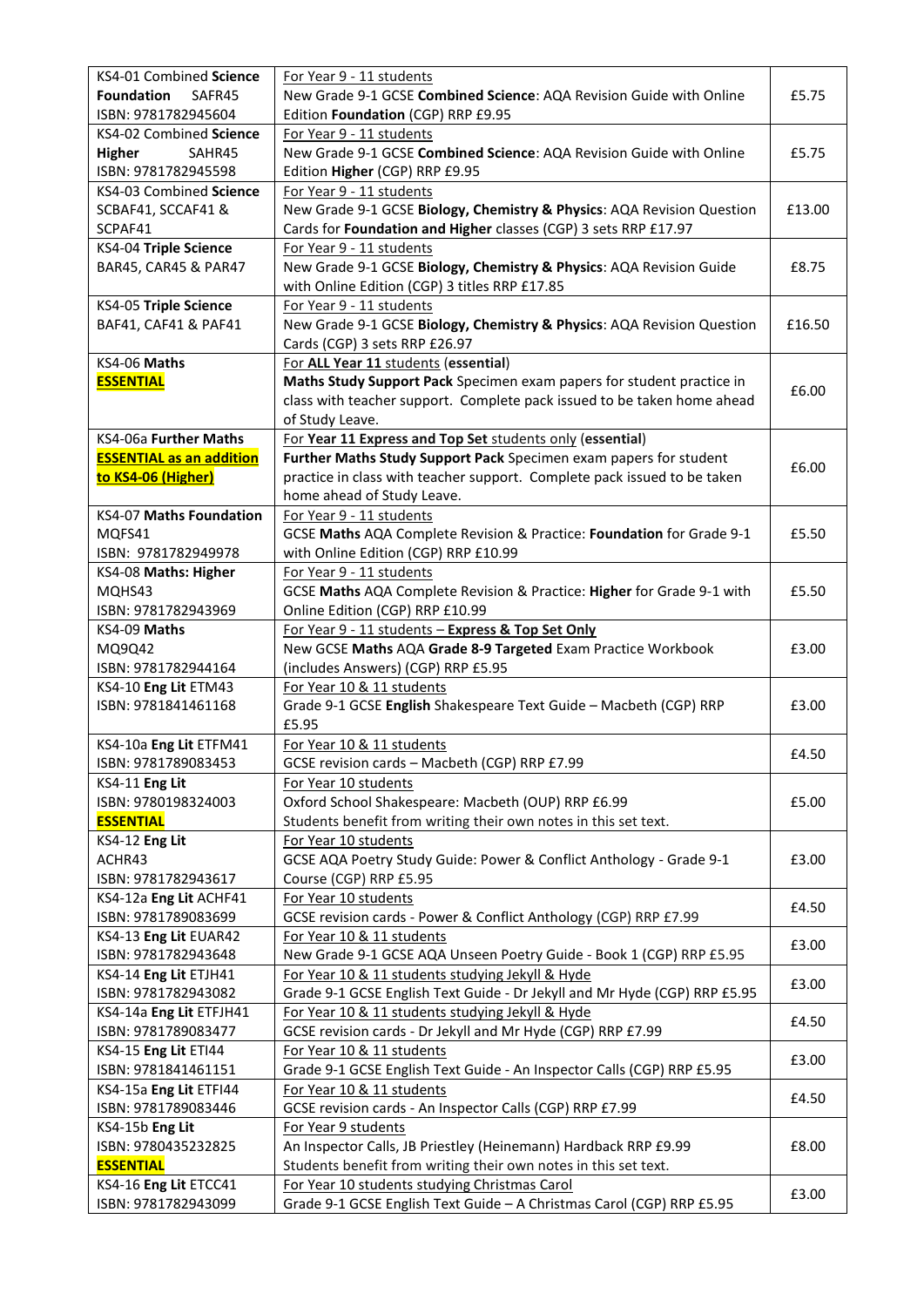| | | |
|---|---|---|
| KS4-01 Combined **Science** **Foundation** SAFR45 ISBN: 9781782945604 | For Year 9 - 11 students New Grade 9-1 GCSE **Combined Science**: AQA Revision Guide with Online Edition **Foundation** (CGP) RRP £9.95 | £5.75 |
| KS4-02 Combined **Science** **Higher** SAHR45 ISBN: 9781782945598 | For Year 9 - 11 students New Grade 9-1 GCSE **Combined Science**: AQA Revision Guide with Online Edition **Higher** (CGP) RRP £9.95 | £5.75 |
| KS4-03 Combined **Science** SCBAF41, SCCAF41 & SCPAF41 | For Year 9 - 11 students New Grade 9-1 GCSE **Biology, Chemistry & Physics**: AQA Revision Question Cards for **Foundation and Higher** classes (CGP) 3 sets RRP £17.97 | £13.00 |
| KS4-04 **Triple Science** BAR45, CAR45 & PAR47 | For Year 9 - 11 students New Grade 9-1 GCSE **Biology, Chemistry & Physics**: AQA Revision Guide with Online Edition (CGP) 3 titles RRP £17.85 | £8.75 |
| KS4-05 **Triple Science** BAF41, CAF41 & PAF41 | For Year 9 - 11 students New Grade 9-1 GCSE **Biology, Chemistry & Physics**: AQA Revision Question Cards (CGP) 3 sets RRP £26.97 | £16.50 |
| KS4-06 **Maths** **ESSENTIAL** | For **ALL Year 11** students (**essential**) **Maths Study Support Pack** Specimen exam papers for student practice in class with teacher support. Complete pack issued to be taken home ahead of Study Leave. | £6.00 |
| KS4-06a **Further Maths** **ESSENTIAL as an addition to KS4-06 (Higher)** | For **Year 11 Express and Top Set** students only (**essential**) **Further Maths Study Support Pack** Specimen exam papers for student practice in class with teacher support. Complete pack issued to be taken home ahead of Study Leave. | £6.00 |
| KS4-07 **Maths Foundation** MQFS41 ISBN: 9781782949978 | For Year 9 - 11 students GCSE **Maths** AQA Complete Revision & Practice: **Foundation** for Grade 9-1 with Online Edition (CGP) RRP £10.99 | £5.50 |
| KS4-08 **Maths: Higher** MQHS43 ISBN: 9781782943969 | For Year 9 - 11 students GCSE **Maths** AQA Complete Revision & Practice: **Higher** for Grade 9-1 with Online Edition (CGP) RRP £10.99 | £5.50 |
| KS4-09 **Maths** MQ9Q42 ISBN: 9781782944164 | For Year 9 - 11 students – **Express & Top Set Only** New GCSE **Maths** AQA **Grade 8-9 Targeted** Exam Practice Workbook (includes Answers) (CGP) RRP £5.95 | £3.00 |
| KS4-10 **Eng Lit** ETM43 ISBN: 9781841461168 | For Year 10 & 11 students Grade 9-1 GCSE **English** Shakespeare Text Guide – Macbeth (CGP) RRP £5.95 | £3.00 |
| KS4-10a **Eng Lit** ETFM41 ISBN: 9781789083453 | For Year 10 & 11 students GCSE revision cards – Macbeth (CGP) RRP £7.99 | £4.50 |
| KS4-11 **Eng Lit** ISBN: 9780198324003 **ESSENTIAL** | For Year 10 students Oxford School Shakespeare: Macbeth (OUP) RRP £6.99 Students benefit from writing their own notes in this set text. | £5.00 |
| KS4-12 **Eng Lit** ACHR43 ISBN: 9781782943617 | For Year 10 students GCSE AQA Poetry Study Guide: Power & Conflict Anthology - Grade 9-1 Course (CGP) RRP £5.95 | £3.00 |
| KS4-12a **Eng Lit** ACHF41 ISBN: 9781789083699 | For Year 10 students GCSE revision cards - Power & Conflict Anthology (CGP) RRP £7.99 | £4.50 |
| KS4-13 **Eng Lit** EUAR42 ISBN: 9781782943648 | For Year 10 & 11 students New Grade 9-1 GCSE AQA Unseen Poetry Guide - Book 1 (CGP) RRP £5.95 | £3.00 |
| KS4-14 **Eng Lit** ETJH41 ISBN: 9781782943082 | For Year 10 & 11 students studying Jekyll & Hyde Grade 9-1 GCSE English Text Guide - Dr Jekyll and Mr Hyde (CGP) RRP £5.95 | £3.00 |
| KS4-14a **Eng Lit** ETFJH41 ISBN: 9781789083477 | For Year 10 & 11 students studying Jekyll & Hyde GCSE revision cards - Dr Jekyll and Mr Hyde (CGP) RRP £7.99 | £4.50 |
| KS4-15 **Eng Lit** ETI44 ISBN: 9781841461151 | For Year 10 & 11 students Grade 9-1 GCSE English Text Guide - An Inspector Calls (CGP) RRP £5.95 | £3.00 |
| KS4-15a **Eng Lit** ETFI44 ISBN: 9781789083446 | For Year 10 & 11 students GCSE revision cards - An Inspector Calls (CGP) RRP £7.99 | £4.50 |
| KS4-15b **Eng Lit** ISBN: 9780435232825 **ESSENTIAL** | For Year 9 students An Inspector Calls, JB Priestley (Heinemann) Hardback RRP £9.99 Students benefit from writing their own notes in this set text. | £8.00 |
| KS4-16 **Eng Lit** ETCC41 ISBN: 9781782943099 | For Year 10 students studying Christmas Carol Grade 9-1 GCSE English Text Guide – A Christmas Carol (CGP) RRP £5.95 | £3.00 |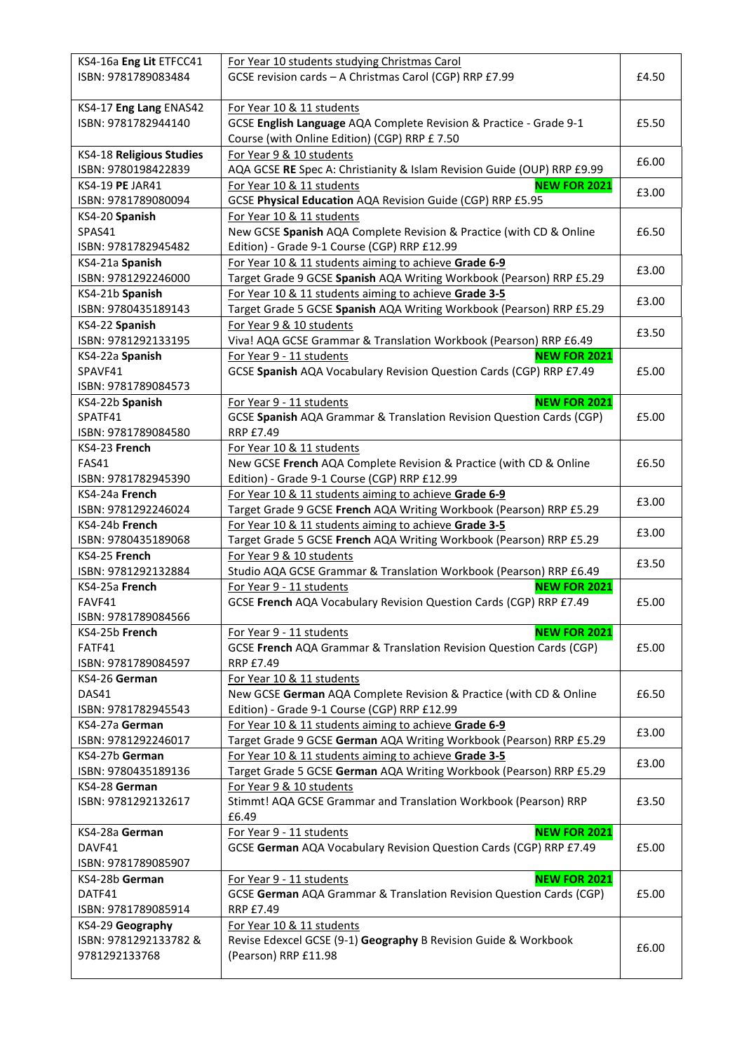| | | |
|---|---|---|
| KS4-16a **Eng Lit** ETFCC41<br>ISBN: 9781789083484 | For Year 10 students studying Christmas Carol<br>GCSE revision cards – A Christmas Carol (CGP) RRP £7.99 | £4.50 |
| KS4-17 **Eng Lang** ENAS42<br>ISBN: 9781782944140 | For Year 10 & 11 students<br>GCSE **English Language** AQA Complete Revision & Practice - Grade 9-1 Course (with Online Edition) (CGP) RRP £ 7.50 | £5.50 |
| KS4-18 **Religious Studies**<br>ISBN: 9780198422839 | For Year 9 & 10 students<br>AQA GCSE **RE** Spec A: Christianity & Islam Revision Guide (OUP) RRP £9.99 | £6.00 |
| KS4-19 **PE** JAR41<br>ISBN: 9781789080094 | For Year 10 & 11 students **NEW FOR 2021**<br>GCSE **Physical Education** AQA Revision Guide (CGP) RRP £5.95 | £3.00 |
| KS4-20 **Spanish**<br>SPAS41<br>ISBN: 9781782945482 | For Year 10 & 11 students<br>New GCSE **Spanish** AQA Complete Revision & Practice (with CD & Online Edition) - Grade 9-1 Course (CGP) RRP £12.99 | £6.50 |
| KS4-21a **Spanish**<br>ISBN: 9781292246000 | For Year 10 & 11 students aiming to achieve **Grade 6-9**<br>Target Grade 9 GCSE **Spanish** AQA Writing Workbook (Pearson) RRP £5.29 | £3.00 |
| KS4-21b **Spanish**<br>ISBN: 9780435189143 | For Year 10 & 11 students aiming to achieve **Grade 3-5**<br>Target Grade 5 GCSE **Spanish** AQA Writing Workbook (Pearson) RRP £5.29 | £3.00 |
| KS4-22 **Spanish**<br>ISBN: 9781292133195 | For Year 9 & 10 students<br>Viva! AQA GCSE Grammar & Translation Workbook (Pearson) RRP £6.49 | £3.50 |
| KS4-22a **Spanish**<br>SPAVF41<br>ISBN: 9781789084573 | For Year 9 - 11 students **NEW FOR 2021**<br>GCSE **Spanish** AQA Vocabulary Revision Question Cards (CGP) RRP £7.49 | £5.00 |
| KS4-22b **Spanish**<br>SPATF41<br>ISBN: 9781789084580 | For Year 9 - 11 students **NEW FOR 2021**<br>GCSE **Spanish** AQA Grammar & Translation Revision Question Cards (CGP) RRP £7.49 | £5.00 |
| KS4-23 **French**<br>FAS41<br>ISBN: 9781782945390 | For Year 10 & 11 students<br>New GCSE **French** AQA Complete Revision & Practice (with CD & Online Edition) - Grade 9-1 Course (CGP) RRP £12.99 | £6.50 |
| KS4-24a **French**<br>ISBN: 9781292246024 | For Year 10 & 11 students aiming to achieve **Grade 6-9**<br>Target Grade 9 GCSE **French** AQA Writing Workbook (Pearson) RRP £5.29 | £3.00 |
| KS4-24b **French**<br>ISBN: 9780435189068 | For Year 10 & 11 students aiming to achieve **Grade 3-5**<br>Target Grade 5 GCSE **French** AQA Writing Workbook (Pearson) RRP £5.29 | £3.00 |
| KS4-25 **French**<br>ISBN: 9781292132884 | For Year 9 & 10 students<br>Studio AQA GCSE Grammar & Translation Workbook (Pearson) RRP £6.49 | £3.50 |
| KS4-25a **French**<br>FAVF41<br>ISBN: 9781789084566 | For Year 9 - 11 students **NEW FOR 2021**<br>GCSE **French** AQA Vocabulary Revision Question Cards (CGP) RRP £7.49 | £5.00 |
| KS4-25b **French**<br>FATF41<br>ISBN: 9781789084597 | For Year 9 - 11 students **NEW FOR 2021**<br>GCSE **French** AQA Grammar & Translation Revision Question Cards (CGP) RRP £7.49 | £5.00 |
| KS4-26 **German**<br>DAS41<br>ISBN: 9781782945543 | For Year 10 & 11 students<br>New GCSE **German** AQA Complete Revision & Practice (with CD & Online Edition) - Grade 9-1 Course (CGP) RRP £12.99 | £6.50 |
| KS4-27a **German**<br>ISBN: 9781292246017 | For Year 10 & 11 students aiming to achieve **Grade 6-9**<br>Target Grade 9 GCSE **German** AQA Writing Workbook (Pearson) RRP £5.29 | £3.00 |
| KS4-27b **German**<br>ISBN: 9780435189136 | For Year 10 & 11 students aiming to achieve **Grade 3-5**<br>Target Grade 5 GCSE **German** AQA Writing Workbook (Pearson) RRP £5.29 | £3.00 |
| KS4-28 **German**<br>ISBN: 9781292132617 | For Year 9 & 10 students<br>Stimmt! AQA GCSE Grammar and Translation Workbook (Pearson) RRP £6.49 | £3.50 |
| KS4-28a **German**<br>DAVF41<br>ISBN: 9781789085907 | For Year 9 - 11 students **NEW FOR 2021**<br>GCSE **German** AQA Vocabulary Revision Question Cards (CGP) RRP £7.49 | £5.00 |
| KS4-28b **German**<br>DATF41<br>ISBN: 9781789085914 | For Year 9 - 11 students **NEW FOR 2021**<br>GCSE **German** AQA Grammar & Translation Revision Question Cards (CGP) RRP £7.49 | £5.00 |
| KS4-29 **Geography**<br>ISBN: 9781292133782 & 9781292133768 | For Year 10 & 11 students<br>Revise Edexcel GCSE (9-1) **Geography** B Revision Guide & Workbook (Pearson) RRP £11.98 | £6.00 |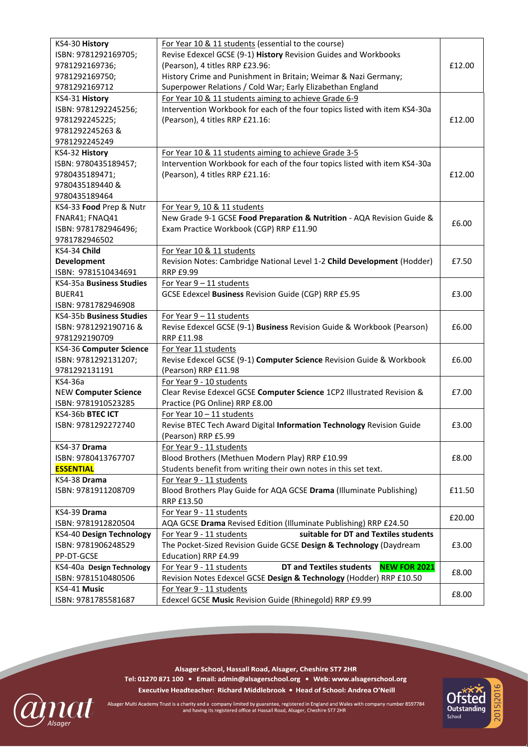| | | |
|---|---|---|
| KS4-30 **History**<br>ISBN: 9781292169705; 9781292169736; 9781292169750; 9781292169712 | For Year 10 & 11 students (essential to the course)<br>Revise Edexcel GCSE (9-1) **History** Revision Guides and Workbooks (Pearson), 4 titles RRP £23.96:<br>History Crime and Punishment in Britain; Weimar & Nazi Germany; Superpower Relations / Cold War; Early Elizabethan England | £12.00 |
| KS4-31 **History**<br>ISBN: 9781292245256; 9781292245225; 9781292245263 & 9781292245249 | For Year 10 & 11 students aiming to achieve Grade 6-9<br>Intervention Workbook for each of the four topics listed with item KS4-30a (Pearson), 4 titles RRP £21.16: | £12.00 |
| KS4-32 **History**<br>ISBN: 9780435189457; 9780435189471; 9780435189440 & 9780435189464 | For Year 10 & 11 students aiming to achieve Grade 3-5<br>Intervention Workbook for each of the four topics listed with item KS4-30a (Pearson), 4 titles RRP £21.16: | £12.00 |
| KS4-33 **Food** Prep & Nutr<br>FNAR41; FNAQ41<br>ISBN: 9781782946496; 9781782946502 | For Year 9, 10 & 11 students<br>New Grade 9-1 GCSE **Food Preparation & Nutrition** - AQA Revision Guide & Exam Practice Workbook (CGP) RRP £11.90 | £6.00 |
| KS4-34 **Child Development**<br>ISBN: 9781510434691 | For Year 10 & 11 students<br>Revision Notes: Cambridge National Level 1-2 **Child Development** (Hodder) RRP £9.99 | £7.50 |
| **KS4-35a Business Studies**<br>BUER41<br>ISBN: 9781782946908 | For Year 9 – 11 students<br>GCSE Edexcel **Business** Revision Guide (CGP) RRP £5.95 | £3.00 |
| **KS4-35b Business Studies**<br>ISBN: 9781292190716 & 9781292190709 | For Year 9 – 11 students<br>Revise Edexcel GCSE (9-1) **Business** Revision Guide & Workbook (Pearson) RRP £11.98 | £6.00 |
| **KS4-36 Computer Science**<br>ISBN: 9781292131207; 9781292131191 | For Year 11 students<br>Revise Edexcel GCSE (9-1) **Computer Science** Revision Guide & Workbook (Pearson) RRP £11.98 | £6.00 |
| KS4-36a<br>**NEW Computer Science**<br>ISBN: 9781910523285 | For Year 9 - 10 students<br>Clear Revise Edexcel GCSE **Computer Science** 1CP2 Illustrated Revision & Practice (PG Online) RRP £8.00 | £7.00 |
| KS4-36b **BTEC ICT**<br>ISBN: 9781292272740 | For Year 10 – 11 students<br>Revise BTEC Tech Award Digital **Information Technology** Revision Guide (Pearson) RRP £5.99 | £3.00 |
| KS4-37 **Drama**<br>ISBN: 9780413767707<br>**ESSENTIAL** | For Year 9 - 11 students<br>Blood Brothers (Methuen Modern Play) RRP £10.99<br>Students benefit from writing their own notes in this set text. | £8.00 |
| KS4-38 **Drama**<br>ISBN: 9781911208709 | For Year 9 - 11 students<br>Blood Brothers Play Guide for AQA GCSE **Drama** (Illuminate Publishing) RRP £13.50 | £11.50 |
| KS4-39 **Drama**<br>ISBN: 9781912820504 | For Year 9 - 11 students<br>AQA GCSE **Drama** Revised Edition (Illuminate Publishing) RRP £24.50 | £20.00 |
| **KS4-40 Design Technology**<br>ISBN: 9781906248529<br>PP-DT-GCSE | For Year 9 - 11 students **suitable for DT and Textiles students**<br>The Pocket-Sized Revision Guide GCSE **Design & Technology** (Daydream Education) RRP £4.99 | £3.00 |
| KS4-40a **Design Technology**<br>ISBN: 9781510480506 | For Year 9 - 11 students **DT and Textiles students** **NEW FOR 2021**<br>Revision Notes Edexcel GCSE **Design & Technology** (Hodder) RRP £10.50 | £8.00 |
| KS4-41 **Music**<br>ISBN: 9781785581687 | For Year 9 - 11 students<br>Edexcel GCSE **Music** Revision Guide (Rhinegold) RRP £9.99 | £8.00 |

**Alsager School, Hassall Road, Alsager, Cheshire ST7 2HR**
**Tel: 01270 871 100 • Email: admin@alsagerschool.org • Web: www.alsagerschool.org**
**Executive Headteacher: Richard Middlebrook • Head of School: Andrea O'Neill**

Alsager Multi Academy Trust is a charity and a company limited by guarantee, registered in England and Wales with company number 8597784 and having its registered office at Hassall Road, Alsager, Cheshire ST7 2HR